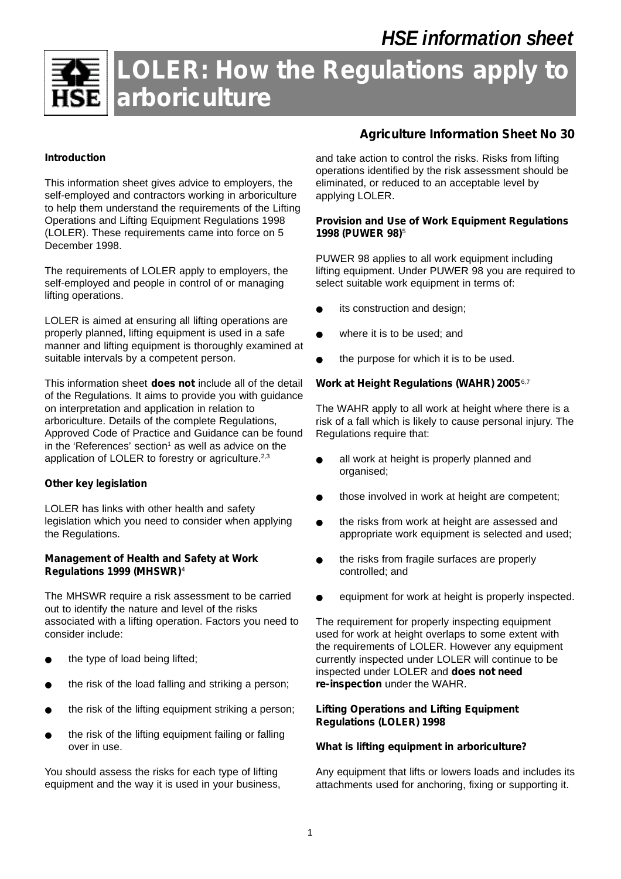HSE information sheet

# LOLER: How the Regulations apply to arboriculture

## Agriculture Information Sheet No 30

### Introduction

This information sheet gives advice to employers, the self-employed and contractors working in arboriculture to help them understand the requirements of the Lifting Operations and Lifting Equipment Regulations 1998 (LOLER). These requirements came into force on 5 December 1998.

The requirements of LOLER apply to employers, the self-employed and people in control of or managing lifting operations.

LOLER is aimed at ensuring all lifting operations are properly planned, lifting equipment is used in a safe manner and lifting equipment is thoroughly examined at suitable intervals by a competent person.

This information sheet **does not** include all of the detail of the Regulations. It aims to provide you with guidance on interpretation and application in relation to arboriculture. Details of the complete Regulations, Approved Code of Practice and Guidance can be found in the 'References' section[1] as well as advice on the application of LOLER to forestry or agriculture.[2,3]

### Other key legislation

LOLER has links with other health and safety legislation which you need to consider when applying the Regulations.

#### Management of Health and Safety at Work Regulations 1999 (MHSWR)[4]

The MHSWR require a risk assessment to be carried out to identify the nature and level of the risks associated with a lifting operation. Factors you need to consider include:

- the type of load being lifted;
- the risk of the load falling and striking a person;
- the risk of the lifting equipment striking a person;
- the risk of the lifting equipment failing or falling over in use.

You should assess the risks for each type of lifting equipment and the way it is used in your business, and take action to control the risks. Risks from lifting operations identified by the risk assessment should be eliminated, or reduced to an acceptable level by applying LOLER.

#### Provision and Use of Work Equipment Regulations 1998 (PUWER 98)[5]

PUWER 98 applies to all work equipment including lifting equipment. Under PUWER 98 you are required to select suitable work equipment in terms of:

- its construction and design;
- where it is to be used; and
- the purpose for which it is to be used.

#### Work at Height Regulations (WAHR) 2005[6,7]

The WAHR apply to all work at height where there is a risk of a fall which is likely to cause personal injury. The Regulations require that:

- all work at height is properly planned and organised;
- those involved in work at height are competent;
- the risks from work at height are assessed and appropriate work equipment is selected and used;
- the risks from fragile surfaces are properly controlled; and
- equipment for work at height is properly inspected.

The requirement for properly inspecting equipment used for work at height overlaps to some extent with the requirements of LOLER. However any equipment currently inspected under LOLER will continue to be inspected under LOLER and **does not need re-inspection** under the WAHR.

### Lifting Operations and Lifting Equipment Regulations (LOLER) 1998

#### What is lifting equipment in arboriculture?

Any equipment that lifts or lowers loads and includes its attachments used for anchoring, fixing or supporting it.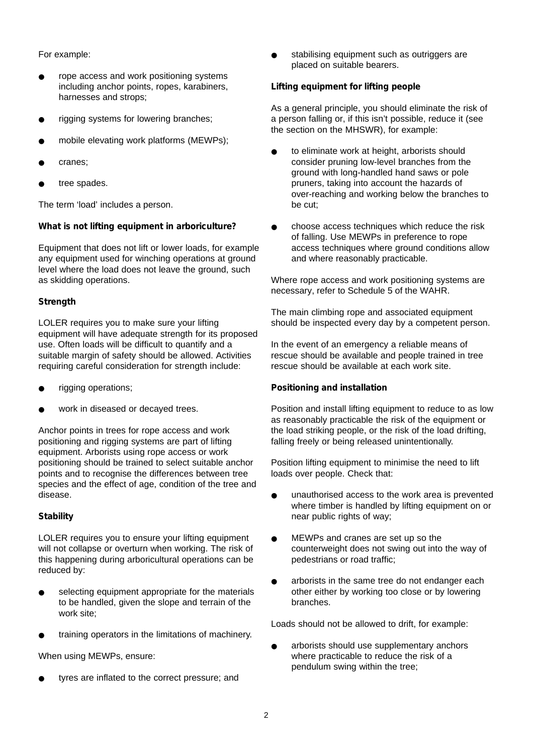For example:

- rope access and work positioning systems including anchor points, ropes, karabiners, harnesses and strops;
- rigging systems for lowering branches;
- mobile elevating work platforms (MEWPs);
- cranes;
- tree spades.

The term 'load' includes a person.

**What is not lifting equipment in arboriculture?**

Equipment that does not lift or lower loads, for example any equipment used for winching operations at ground level where the load does not leave the ground, such as skidding operations.

**Strength**

LOLER requires you to make sure your lifting equipment will have adequate strength for its proposed use. Often loads will be difficult to quantify and a suitable margin of safety should be allowed. Activities requiring careful consideration for strength include:

- rigging operations;
- work in diseased or decayed trees.

Anchor points in trees for rope access and work positioning and rigging systems are part of lifting equipment. Arborists using rope access or work positioning should be trained to select suitable anchor points and to recognise the differences between tree species and the effect of age, condition of the tree and disease.

**Stability**

LOLER requires you to ensure your lifting equipment will not collapse or overturn when working. The risk of this happening during arboricultural operations can be reduced by:

- selecting equipment appropriate for the materials to be handled, given the slope and terrain of the work site;
- training operators in the limitations of machinery.

When using MEWPs, ensure:

- tyres are inflated to the correct pressure; and
- stabilising equipment such as outriggers are placed on suitable bearers.

**Lifting equipment for lifting people**

As a general principle, you should eliminate the risk of a person falling or, if this isn't possible, reduce it (see the section on the MHSWR), for example:

- to eliminate work at height, arborists should consider pruning low-level branches from the ground with long-handled hand saws or pole pruners, taking into account the hazards of over-reaching and working below the branches to be cut;
- choose access techniques which reduce the risk of falling. Use MEWPs in preference to rope access techniques where ground conditions allow and where reasonably practicable.

Where rope access and work positioning systems are necessary, refer to Schedule 5 of the WAHR.

The main climbing rope and associated equipment should be inspected every day by a competent person.

In the event of an emergency a reliable means of rescue should be available and people trained in tree rescue should be available at each work site.

**Positioning and installation**

Position and install lifting equipment to reduce to as low as reasonably practicable the risk of the equipment or the load striking people, or the risk of the load drifting, falling freely or being released unintentionally.

Position lifting equipment to minimise the need to lift loads over people. Check that:

- unauthorised access to the work area is prevented where timber is handled by lifting equipment on or near public rights of way;
- MEWPs and cranes are set up so the counterweight does not swing out into the way of pedestrians or road traffic;
- arborists in the same tree do not endanger each other either by working too close or by lowering branches.

Loads should not be allowed to drift, for example:

- arborists should use supplementary anchors where practicable to reduce the risk of a pendulum swing within the tree;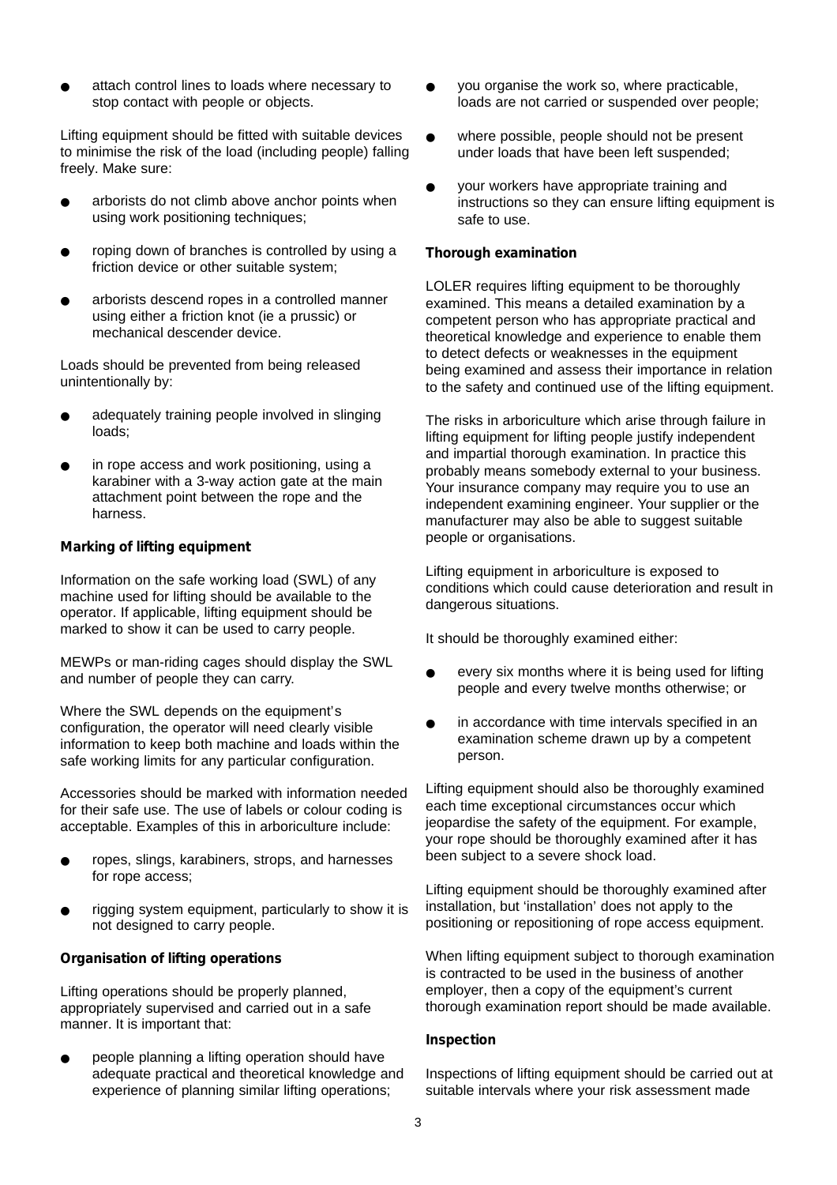- attach control lines to loads where necessary to stop contact with people or objects.

Lifting equipment should be fitted with suitable devices to minimise the risk of the load (including people) falling freely. Make sure:

- arborists do not climb above anchor points when using work positioning techniques;
- roping down of branches is controlled by using a friction device or other suitable system;
- arborists descend ropes in a controlled manner using either a friction knot (ie a prussic) or mechanical descender device.

Loads should be prevented from being released unintentionally by:

- adequately training people involved in slinging loads;
- in rope access and work positioning, using a karabiner with a 3-way action gate at the main attachment point between the rope and the harness.

**Marking of lifting equipment**

Information on the safe working load (SWL) of any machine used for lifting should be available to the operator. If applicable, lifting equipment should be marked to show it can be used to carry people.

MEWPs or man-riding cages should display the SWL and number of people they can carry.

Where the SWL depends on the equipment's configuration, the operator will need clearly visible information to keep both machine and loads within the safe working limits for any particular configuration.

Accessories should be marked with information needed for their safe use. The use of labels or colour coding is acceptable. Examples of this in arboriculture include:

- ropes, slings, karabiners, strops, and harnesses for rope access;
- rigging system equipment, particularly to show it is not designed to carry people.

**Organisation of lifting operations**

Lifting operations should be properly planned, appropriately supervised and carried out in a safe manner. It is important that:

- people planning a lifting operation should have adequate practical and theoretical knowledge and experience of planning similar lifting operations;
- you organise the work so, where practicable, loads are not carried or suspended over people;
- where possible, people should not be present under loads that have been left suspended;
- your workers have appropriate training and instructions so they can ensure lifting equipment is safe to use.

**Thorough examination**

LOLER requires lifting equipment to be thoroughly examined. This means a detailed examination by a competent person who has appropriate practical and theoretical knowledge and experience to enable them to detect defects or weaknesses in the equipment being examined and assess their importance in relation to the safety and continued use of the lifting equipment.

The risks in arboriculture which arise through failure in lifting equipment for lifting people justify independent and impartial thorough examination. In practice this probably means somebody external to your business. Your insurance company may require you to use an independent examining engineer. Your supplier or the manufacturer may also be able to suggest suitable people or organisations.

Lifting equipment in arboriculture is exposed to conditions which could cause deterioration and result in dangerous situations.

It should be thoroughly examined either:

- every six months where it is being used for lifting people and every twelve months otherwise; or
- in accordance with time intervals specified in an examination scheme drawn up by a competent person.

Lifting equipment should also be thoroughly examined each time exceptional circumstances occur which jeopardise the safety of the equipment. For example, your rope should be thoroughly examined after it has been subject to a severe shock load.

Lifting equipment should be thoroughly examined after installation, but 'installation' does not apply to the positioning or repositioning of rope access equipment.

When lifting equipment subject to thorough examination is contracted to be used in the business of another employer, then a copy of the equipment's current thorough examination report should be made available.

**Inspection**

Inspections of lifting equipment should be carried out at suitable intervals where your risk assessment made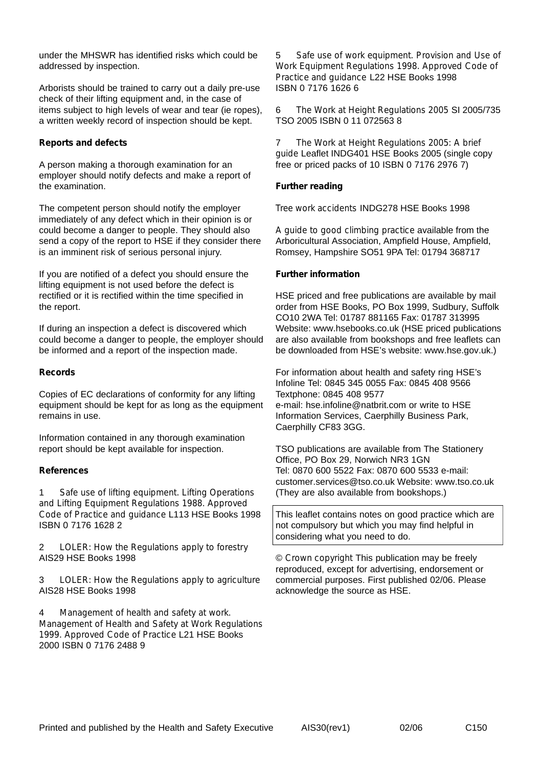under the MHSWR has identified risks which could be addressed by inspection.

Arborists should be trained to carry out a daily pre-use check of their lifting equipment and, in the case of items subject to high levels of wear and tear (ie ropes), a written weekly record of inspection should be kept.

**Reports and defects**

A person making a thorough examination for an employer should notify defects and make a report of the examination.

The competent person should notify the employer immediately of any defect which in their opinion is or could become a danger to people. They should also send a copy of the report to HSE if they consider there is an imminent risk of serious personal injury.

If you are notified of a defect you should ensure the lifting equipment is not used before the defect is rectified or it is rectified within the time specified in the report.

If during an inspection a defect is discovered which could become a danger to people, the employer should be informed and a report of the inspection made.

**Records**

Copies of EC declarations of conformity for any lifting equipment should be kept for as long as the equipment remains in use.

Information contained in any thorough examination report should be kept available for inspection.

**References**

1 *Safe use of lifting equipment. Lifting Operations and Lifting Equipment Regulations 1988. Approved Code of Practice and guidance* L113 HSE Books 1998 ISBN 0 7176 1628 2

2 *LOLER: How the Regulations apply to forestry* AIS29 HSE Books 1998

3 *LOLER: How the Regulations apply to agriculture* AIS28 HSE Books 1998

4 *Management of health and safety at work. Management of Health and Safety at Work Regulations 1999. Approved Code of Practice* L21 HSE Books 2000 ISBN 0 7176 2488 9

5 *Safe use of work equipment. Provision and Use of Work Equipment Regulations 1998. Approved Code of Practice and guidance* L22 HSE Books 1998 ISBN 0 7176 1626 6

6 *The Work at Height Regulations 2005* SI 2005/735 TSO 2005 ISBN 0 11 072563 8

7 *The Work at Height Regulations 2005: A brief guide* Leaflet INDG401 HSE Books 2005 (single copy free or priced packs of 10 ISBN 0 7176 2976 7)

**Further reading**

*Tree work accidents* INDG278 HSE Books 1998

*A guide to good climbing practice* available from the Arboricultural Association, Ampfield House, Ampfield, Romsey, Hampshire SO51 9PA Tel: 01794 368717

**Further information**

HSE priced and free publications are available by mail order from HSE Books, PO Box 1999, Sudbury, Suffolk CO10 2WA Tel: 01787 881165 Fax: 01787 313995 Website: www.hsebooks.co.uk (HSE priced publications are also available from bookshops and free leaflets can be downloaded from HSE's website: www.hse.gov.uk.)

For information about health and safety ring HSE's Infoline Tel: 0845 345 0055 Fax: 0845 408 9566 Textphone: 0845 408 9577 e-mail: hse.infoline@natbrit.com or write to HSE Information Services, Caerphilly Business Park, Caerphilly CF83 3GG.

TSO publications are available from The Stationery Office, PO Box 29, Norwich NR3 1GN Tel: 0870 600 5522 Fax: 0870 600 5533 e-mail: customer.services@tso.co.uk Website: www.tso.co.uk (They are also available from bookshops.)

This leaflet contains notes on good practice which are not compulsory but which you may find helpful in considering what you need to do.

© *Crown copyright* This publication may be freely reproduced, except for advertising, endorsement or commercial purposes. First published 02/06. Please acknowledge the source as HSE.

Printed and published by the Health and Safety Executive AIS30(rev1) 02/06 C150